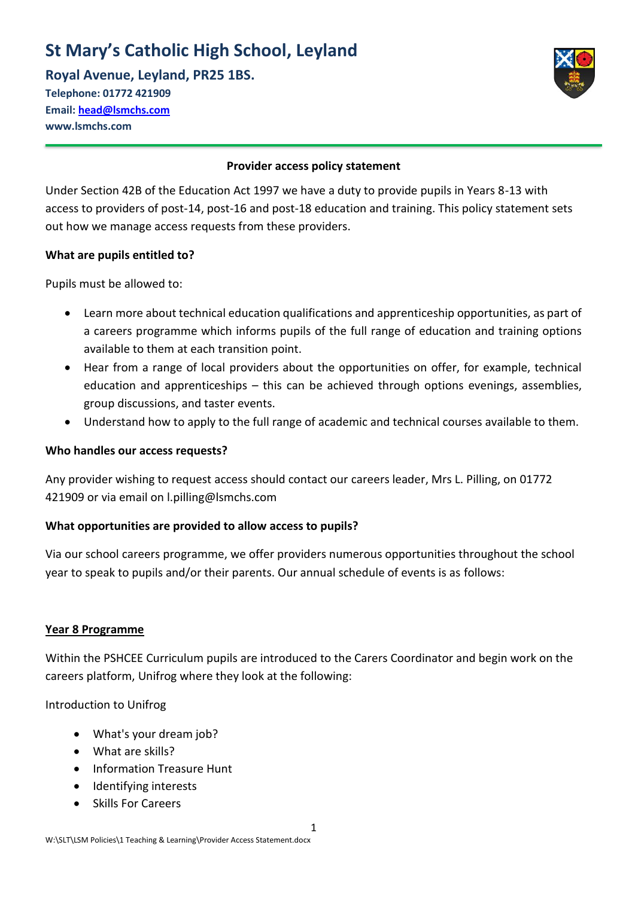# St Mary's Catholic High School, Leyland

**Royal Avenue, Leyland, PR25 1BS.**

**Telephone: 01772 421909**
**Email: head@lsmchs.com**
**www.lsmchs.com**

---

**Provider access policy statement**

Under Section 42B of the Education Act 1997 we have a duty to provide pupils in Years 8-13 with access to providers of post-14, post-16 and post-18 education and training. This policy statement sets out how we manage access requests from these providers.

**What are pupils entitled to?**

Pupils must be allowed to:

- Learn more about technical education qualifications and apprenticeship opportunities, as part of a careers programme which informs pupils of the full range of education and training options available to them at each transition point.
- Hear from a range of local providers about the opportunities on offer, for example, technical education and apprenticeships – this can be achieved through options evenings, assemblies, group discussions, and taster events.
- Understand how to apply to the full range of academic and technical courses available to them.

**Who handles our access requests?**

Any provider wishing to request access should contact our careers leader, Mrs L. Pilling, on 01772 421909 or via email on l.pilling@lsmchs.com

**What opportunities are provided to allow access to pupils?**

Via our school careers programme, we offer providers numerous opportunities throughout the school year to speak to pupils and/or their parents. Our annual schedule of events is as follows:

**Year 8 Programme**

Within the PSHCEE Curriculum pupils are introduced to the Carers Coordinator and begin work on the careers platform, Unifrog where they look at the following:

Introduction to Unifrog

- What's your dream job?
- What are skills?
- Information Treasure Hunt
- Identifying interests
- Skills For Careers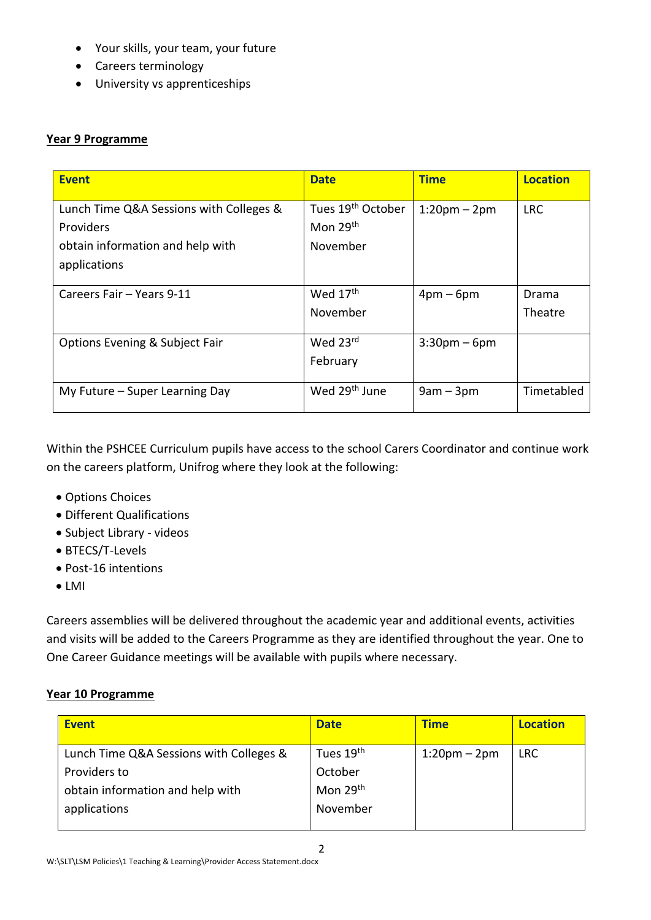- Your skills, your team, your future
- Careers terminology
- University vs apprenticeships

**Year 9 Programme**

| Event | Date | Time | Location |
|---|---|---|---|
| Lunch Time Q&A Sessions with Colleges & Providers obtain information and help with applications | Tues 19th October Mon 29th November | 1:20pm – 2pm | LRC |
| Careers Fair – Years 9-11 | Wed 17th November | 4pm – 6pm | Drama Theatre |
| Options Evening & Subject Fair | Wed 23rd February | 3:30pm – 6pm | |
| My Future – Super Learning Day | Wed 29th June | 9am – 3pm | Timetabled |

Within the PSHCEE Curriculum pupils have access to the school Carers Coordinator and continue work on the careers platform, Unifrog where they look at the following:

- Options Choices
- Different Qualifications
- Subject Library - videos
- BTECS/T-Levels
- Post-16 intentions
- LMI

Careers assemblies will be delivered throughout the academic year and additional events, activities and visits will be added to the Careers Programme as they are identified throughout the year. One to One Career Guidance meetings will be available with pupils where necessary.

**Year 10 Programme**

| Event | Date | Time | Location |
|---|---|---|---|
| Lunch Time Q&A Sessions with Colleges & Providers to obtain information and help with applications | Tues 19th October Mon 29th November | 1:20pm – 2pm | LRC |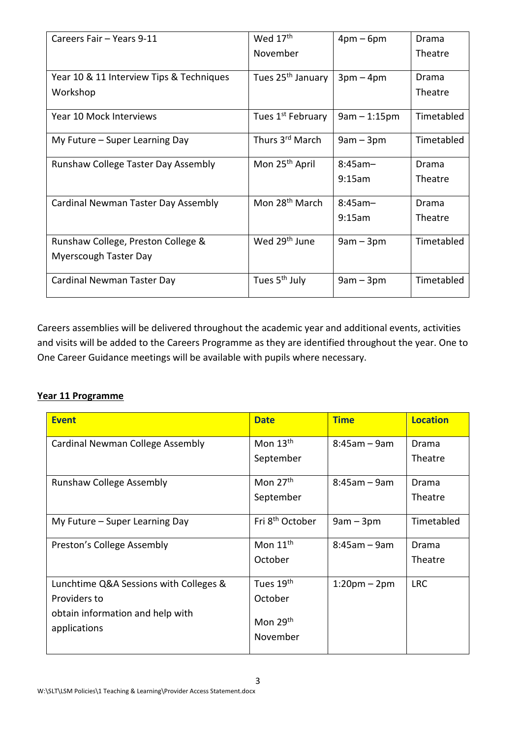| Careers Fair – Years 9-11 | Wed 17th November | 4pm – 6pm | Drama Theatre |
|---|---|---|---|
| Year 10 & 11 Interview Tips & Techniques Workshop | Tues 25th January | 3pm – 4pm | Drama Theatre |
| Year 10 Mock Interviews | Tues 1st February | 9am – 1:15pm | Timetabled |
| My Future – Super Learning Day | Thurs 3rd March | 9am – 3pm | Timetabled |
| Runshaw College Taster Day Assembly | Mon 25th April | 8:45am–9:15am | Drama Theatre |
| Cardinal Newman Taster Day Assembly | Mon 28th March | 8:45am–9:15am | Drama Theatre |
| Runshaw College, Preston College & Myerscough Taster Day | Wed 29th June | 9am – 3pm | Timetabled |
| Cardinal Newman Taster Day | Tues 5th July | 9am – 3pm | Timetabled |

Careers assemblies will be delivered throughout the academic year and additional events, activities and visits will be added to the Careers Programme as they are identified throughout the year. One to One Career Guidance meetings will be available with pupils where necessary.

**Year 11 Programme**

| **Event** | **Date** | **Time** | **Location** |
|---|---|---|---|
| Cardinal Newman College Assembly | Mon 13th September | 8:45am – 9am | Drama Theatre |
| Runshaw College Assembly | Mon 27th September | 8:45am – 9am | Drama Theatre |
| My Future – Super Learning Day | Fri 8th October | 9am – 3pm | Timetabled |
| Preston's College Assembly | Mon 11th October | 8:45am – 9am | Drama Theatre |
| Lunchtime Q&A Sessions with Colleges & Providers to obtain information and help with applications | Tues 19th October<br>Mon 29th November | 1:20pm – 2pm | LRC |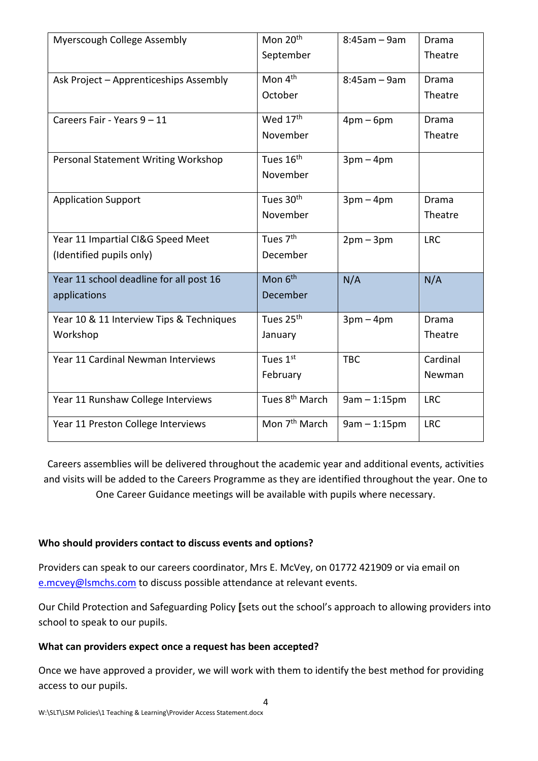| | | | |
|---|---|---|---|
| Myerscough College Assembly | Mon 20th September | 8:45am – 9am | Drama Theatre |
| Ask Project – Apprenticeships Assembly | Mon 4th October | 8:45am – 9am | Drama Theatre |
| Careers Fair - Years 9 – 11 | Wed 17th November | 4pm – 6pm | Drama Theatre |
| Personal Statement Writing Workshop | Tues 16th November | 3pm – 4pm | |
| Application Support | Tues 30th November | 3pm – 4pm | Drama Theatre |
| Year 11 Impartial CI&G Speed Meet (Identified pupils only) | Tues 7th December | 2pm – 3pm | LRC |
| Year 11 school deadline for all post 16 applications | Mon 6th December | N/A | N/A |
| Year 10 & 11 Interview Tips & Techniques Workshop | Tues 25th January | 3pm – 4pm | Drama Theatre |
| Year 11 Cardinal Newman Interviews | Tues 1st February | TBC | Cardinal Newman |
| Year 11 Runshaw College Interviews | Tues 8th March | 9am – 1:15pm | LRC |
| Year 11 Preston College Interviews | Mon 7th March | 9am – 1:15pm | LRC |

Careers assemblies will be delivered throughout the academic year and additional events, activities and visits will be added to the Careers Programme as they are identified throughout the year. One to One Career Guidance meetings will be available with pupils where necessary.

**Who should providers contact to discuss events and options?**

Providers can speak to our careers coordinator, Mrs E. McVey, on 01772 421909 or via email on e.mcvey@lsmchs.com to discuss possible attendance at relevant events.

Our Child Protection and Safeguarding Policy [sets out the school's approach to allowing providers into school to speak to our pupils.

**What can providers expect once a request has been accepted?**

Once we have approved a provider, we will work with them to identify the best method for providing access to our pupils.

W:\SLT\LSM Policies\1 Teaching & Learning\Provider Access Statement.docx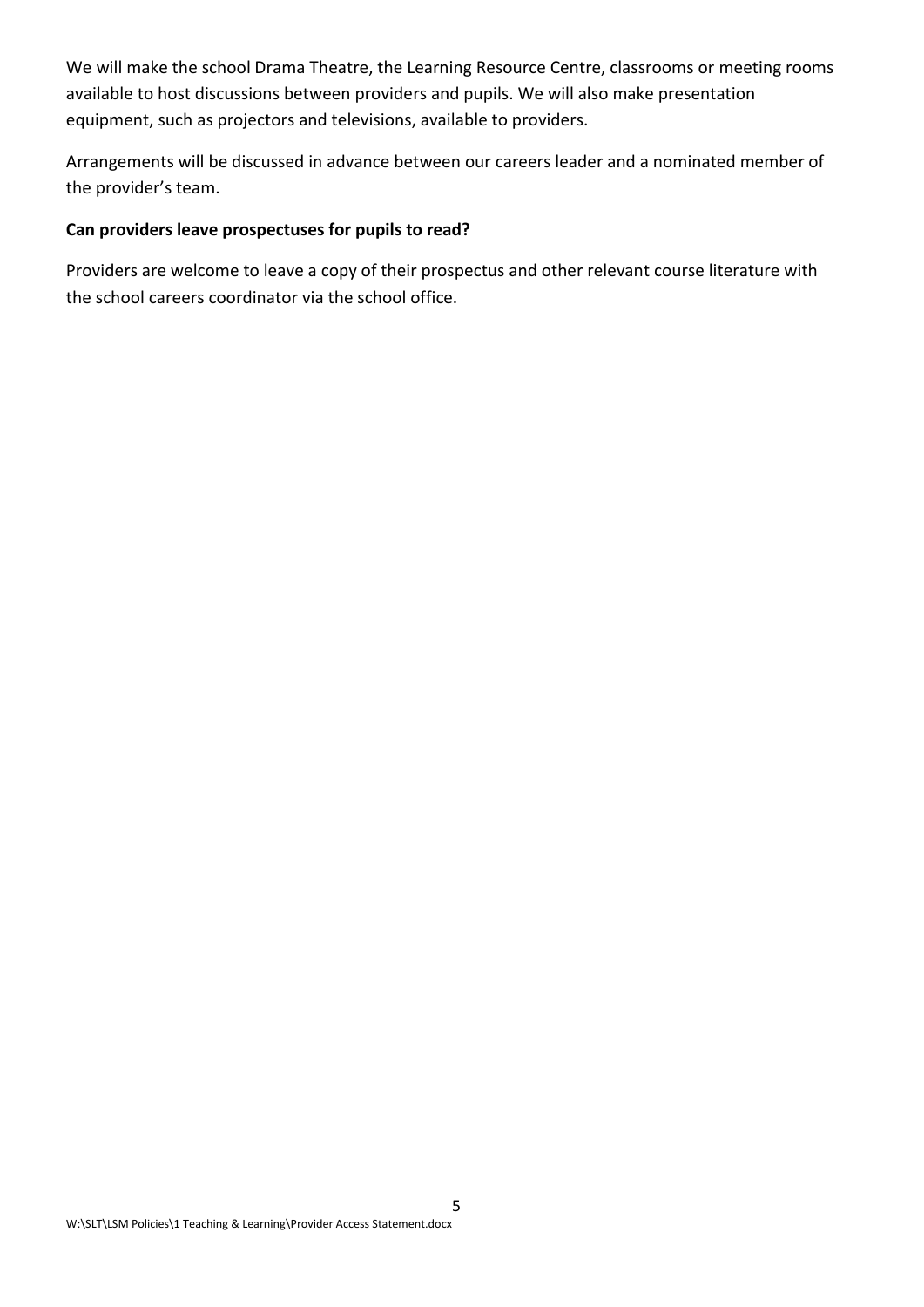We will make the school Drama Theatre, the Learning Resource Centre, classrooms or meeting rooms available to host discussions between providers and pupils. We will also make presentation equipment, such as projectors and televisions, available to providers.

Arrangements will be discussed in advance between our careers leader and a nominated member of the provider's team.

**Can providers leave prospectuses for pupils to read?**

Providers are welcome to leave a copy of their prospectus and other relevant course literature with the school careers coordinator via the school office.